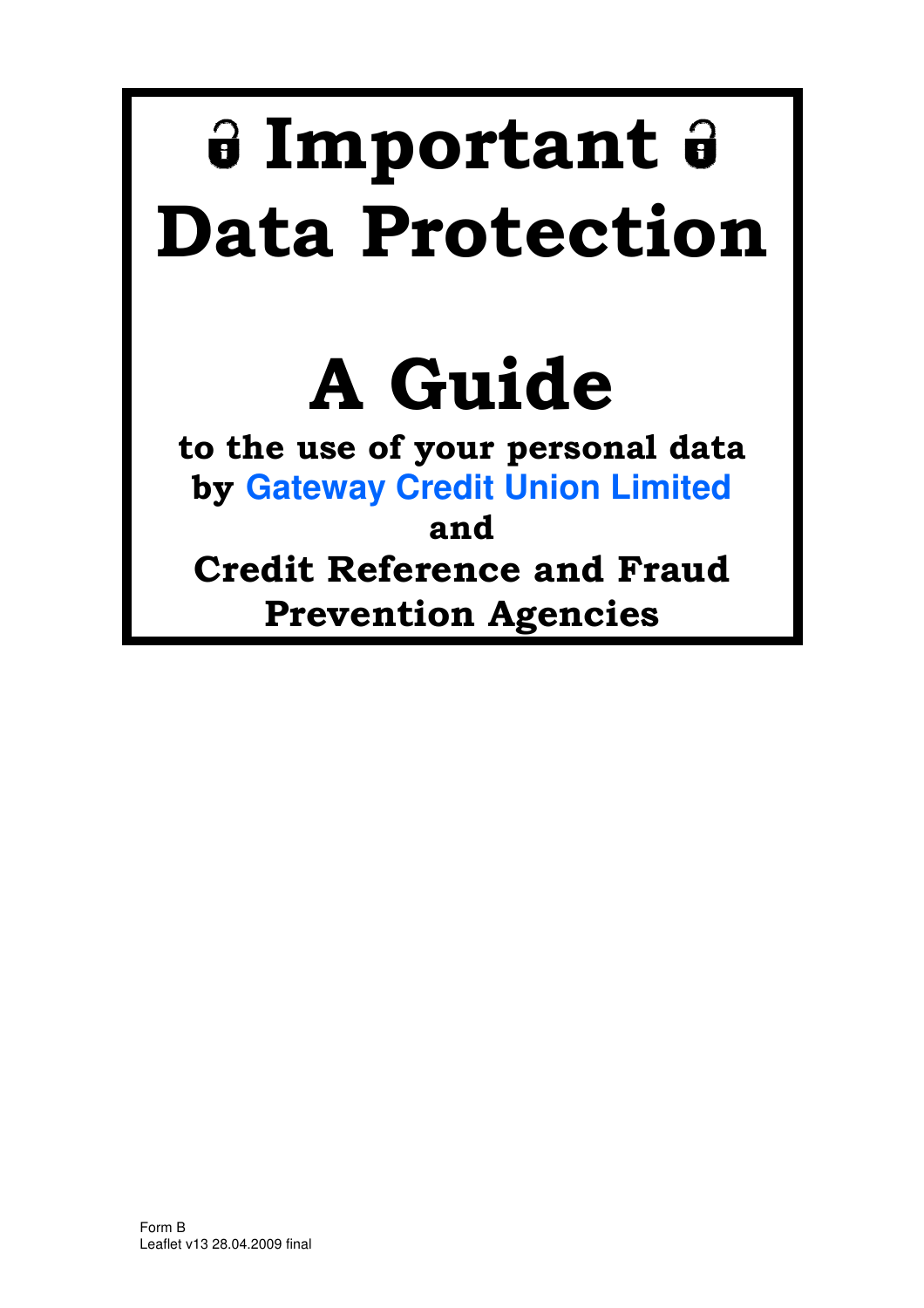# Important
# Data Protection

# A Guide

**to the use of your personal data by Gateway Credit Union Limited and Credit Reference and Fraud Prevention Agencies**

Form B
Leaflet v13 28.04.2009 final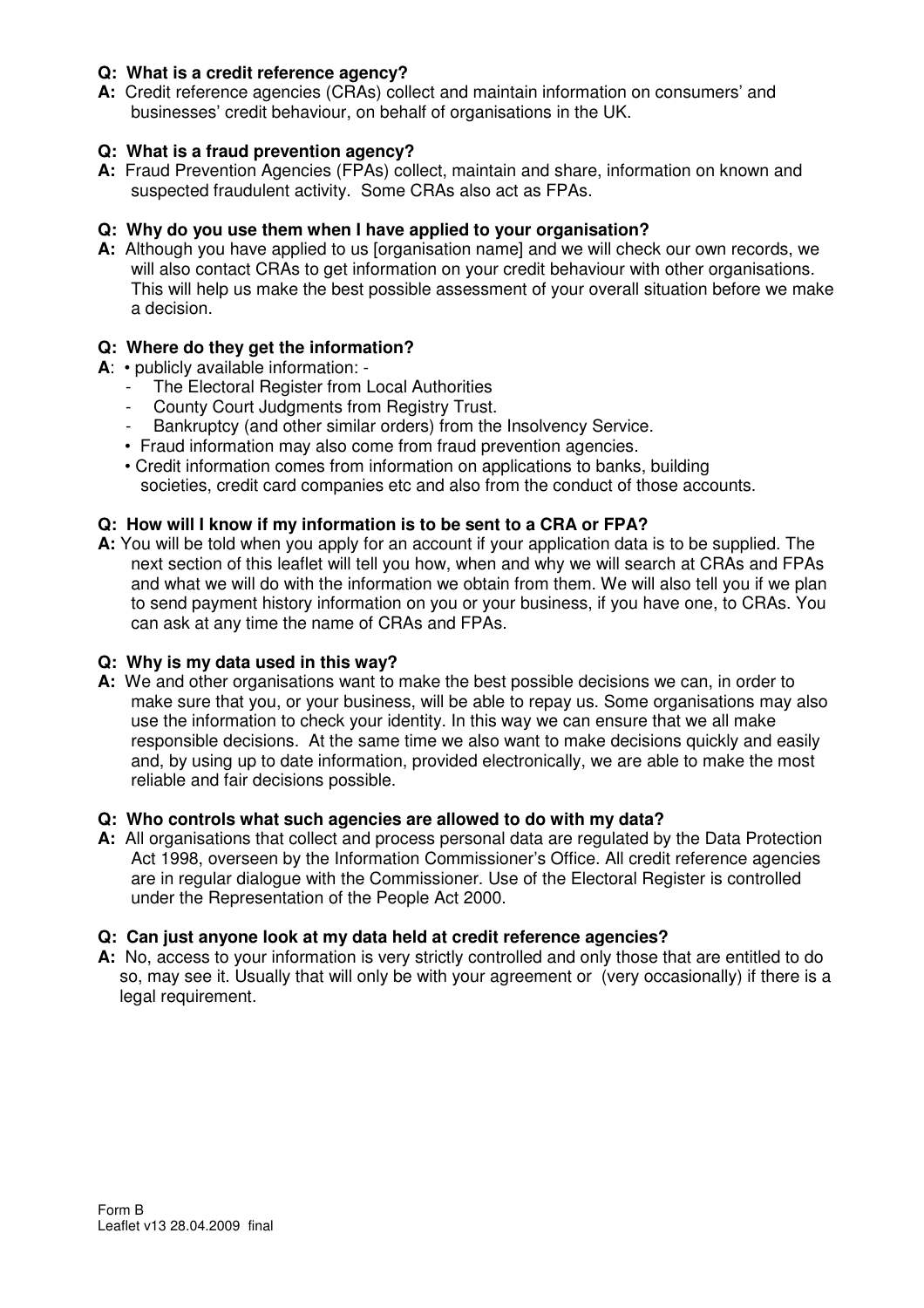**Q: What is a credit reference agency?**

**A:** Credit reference agencies (CRAs) collect and maintain information on consumers' and businesses' credit behaviour, on behalf of organisations in the UK.

**Q: What is a fraud prevention agency?**

**A:** Fraud Prevention Agencies (FPAs) collect, maintain and share, information on known and suspected fraudulent activity. Some CRAs also act as FPAs.

**Q: Why do you use them when I have applied to your organisation?**

**A:** Although you have applied to us [organisation name] and we will check our own records, we will also contact CRAs to get information on your credit behaviour with other organisations. This will help us make the best possible assessment of your overall situation before we make a decision.

**Q: Where do they get the information?**

**A**:
- publicly available information: -
  - The Electoral Register from Local Authorities
  - County Court Judgments from Registry Trust.
  - Bankruptcy (and other similar orders) from the Insolvency Service.
- Fraud information may also come from fraud prevention agencies.
- Credit information comes from information on applications to banks, building societies, credit card companies etc and also from the conduct of those accounts.

**Q: How will I know if my information is to be sent to a CRA or FPA?**

**A:** You will be told when you apply for an account if your application data is to be supplied. The next section of this leaflet will tell you how, when and why we will search at CRAs and FPAs and what we will do with the information we obtain from them. We will also tell you if we plan to send payment history information on you or your business, if you have one, to CRAs. You can ask at any time the name of CRAs and FPAs.

**Q: Why is my data used in this way?**

**A:** We and other organisations want to make the best possible decisions we can, in order to make sure that you, or your business, will be able to repay us. Some organisations may also use the information to check your identity. In this way we can ensure that we all make responsible decisions. At the same time we also want to make decisions quickly and easily and, by using up to date information, provided electronically, we are able to make the most reliable and fair decisions possible.

**Q: Who controls what such agencies are allowed to do with my data?**

**A:** All organisations that collect and process personal data are regulated by the Data Protection Act 1998, overseen by the Information Commissioner's Office. All credit reference agencies are in regular dialogue with the Commissioner. Use of the Electoral Register is controlled under the Representation of the People Act 2000.

**Q: Can just anyone look at my data held at credit reference agencies?**

**A:** No, access to your information is very strictly controlled and only those that are entitled to do so, may see it. Usually that will only be with your agreement or (very occasionally) if there is a legal requirement.

Form B
Leaflet v13 28.04.2009 final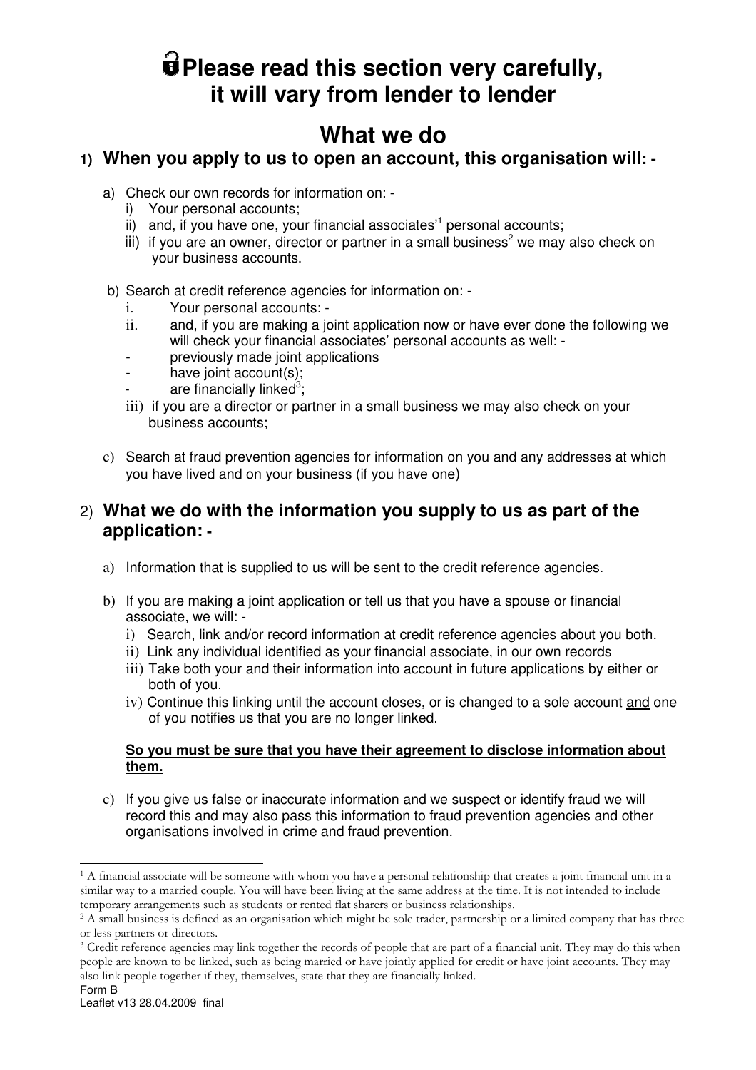# Please read this section very carefully, it will vary from lender to lender

## What we do

### 1) When you apply to us to open an account, this organisation will: -

a) Check our own records for information on: -
   i) Your personal accounts;
   ii) and, if you have one, your financial associates'[1] personal accounts;
   iii) if you are an owner, director or partner in a small business[2] we may also check on your business accounts.

b) Search at credit reference agencies for information on: -
   i. Your personal accounts: -
   ii. and, if you are making a joint application now or have ever done the following we will check your financial associates' personal accounts as well: -
      - previously made joint applications
      - have joint account(s);
      - are financially linked[3];
   iii) if you are a director or partner in a small business we may also check on your business accounts;

c) Search at fraud prevention agencies for information on you and any addresses at which you have lived and on your business (if you have one)

### 2) What we do with the information you supply to us as part of the application: -

a) Information that is supplied to us will be sent to the credit reference agencies.

b) If you are making a joint application or tell us that you have a spouse or financial associate, we will: -
   i) Search, link and/or record information at credit reference agencies about you both.
   ii) Link any individual identified as your financial associate, in our own records
   iii) Take both your and their information into account in future applications by either or both of you.
   iv) Continue this linking until the account closes, or is changed to a sole account and one of you notifies us that you are no longer linked.

   **So you must be sure that you have their agreement to disclose information about them.**

c) If you give us false or inaccurate information and we suspect or identify fraud we will record this and may also pass this information to fraud prevention agencies and other organisations involved in crime and fraud prevention.

---

[1] A financial associate will be someone with whom you have a personal relationship that creates a joint financial unit in a similar way to a married couple. You will have been living at the same address at the time. It is not intended to include temporary arrangements such as students or rented flat sharers or business relationships.

[2] A small business is defined as an organisation which might be sole trader, partnership or a limited company that has three or less partners or directors.

[3] Credit reference agencies may link together the records of people that are part of a financial unit. They may do this when people are known to be linked, such as being married or have jointly applied for credit or have joint accounts. They may also link people together if they, themselves, state that they are financially linked.

Form B
Leaflet v13 28.04.2009 final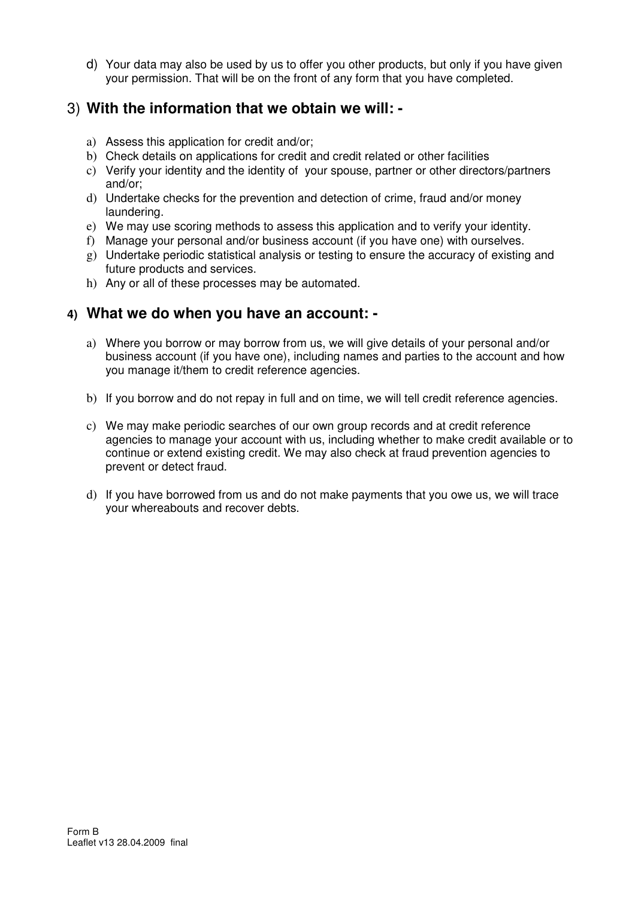d) Your data may also be used by us to offer you other products, but only if you have given your permission. That will be on the front of any form that you have completed.

## 3) With the information that we obtain we will: -

a) Assess this application for credit and/or;
b) Check details on applications for credit and credit related or other facilities
c) Verify your identity and the identity of your spouse, partner or other directors/partners and/or;
d) Undertake checks for the prevention and detection of crime, fraud and/or money laundering.
e) We may use scoring methods to assess this application and to verify your identity.
f) Manage your personal and/or business account (if you have one) with ourselves.
g) Undertake periodic statistical analysis or testing to ensure the accuracy of existing and future products and services.
h) Any or all of these processes may be automated.

## 4) What we do when you have an account: -

a) Where you borrow or may borrow from us, we will give details of your personal and/or business account (if you have one), including names and parties to the account and how you manage it/them to credit reference agencies.

b) If you borrow and do not repay in full and on time, we will tell credit reference agencies.

c) We may make periodic searches of our own group records and at credit reference agencies to manage your account with us, including whether to make credit available or to continue or extend existing credit. We may also check at fraud prevention agencies to prevent or detect fraud.

d) If you have borrowed from us and do not make payments that you owe us, we will trace your whereabouts and recover debts.

Form B
Leaflet v13 28.04.2009 final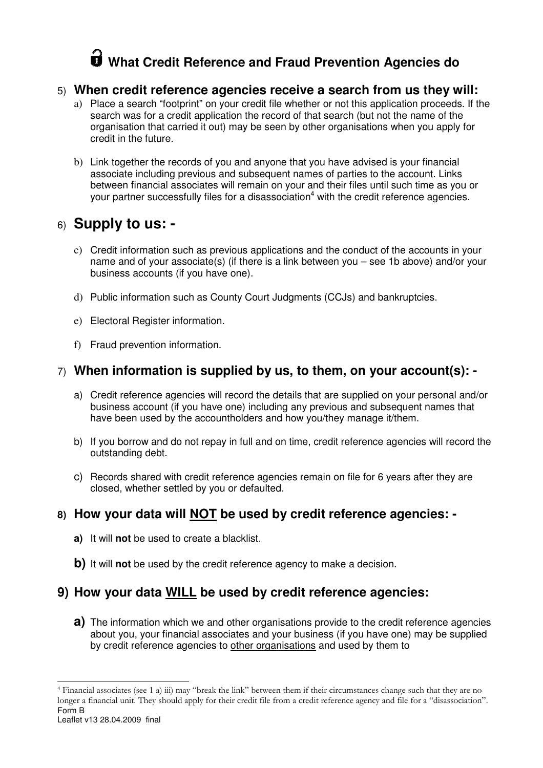# What Credit Reference and Fraud Prevention Agencies do

### 5) When credit reference agencies receive a search from us they will:

a) Place a search "footprint" on your credit file whether or not this application proceeds. If the search was for a credit application the record of that search (but not the name of the organisation that carried it out) may be seen by other organisations when you apply for credit in the future.

b) Link together the records of you and anyone that you have advised is your financial associate including previous and subsequent names of parties to the account. Links between financial associates will remain on your and their files until such time as you or your partner successfully files for a disassociation[4] with the credit reference agencies.

## 6) Supply to us: -

c) Credit information such as previous applications and the conduct of the accounts in your name and of your associate(s) (if there is a link between you – see 1b above) and/or your business accounts (if you have one).

d) Public information such as County Court Judgments (CCJs) and bankruptcies.

e) Electoral Register information.

f) Fraud prevention information.

### 7) When information is supplied by us, to them, on your account(s): -

a) Credit reference agencies will record the details that are supplied on your personal and/or business account (if you have one) including any previous and subsequent names that have been used by the accountholders and how you/they manage it/them.

b) If you borrow and do not repay in full and on time, credit reference agencies will record the outstanding debt.

c) Records shared with credit reference agencies remain on file for 6 years after they are closed, whether settled by you or defaulted.

### 8) How your data will NOT be used by credit reference agencies: -

**a)** It will **not** be used to create a blacklist.

**b)** It will **not** be used by the credit reference agency to make a decision.

### 9) How your data WILL be used by credit reference agencies:

**a)** The information which we and other organisations provide to the credit reference agencies about you, your financial associates and your business (if you have one) may be supplied by credit reference agencies to other organisations and used by them to

[4] Financial associates (see 1 a) iii) may "break the link" between them if their circumstances change such that they are no longer a financial unit. They should apply for their credit file from a credit reference agency and file for a "disassociation".

Form B
Leaflet v13 28.04.2009 final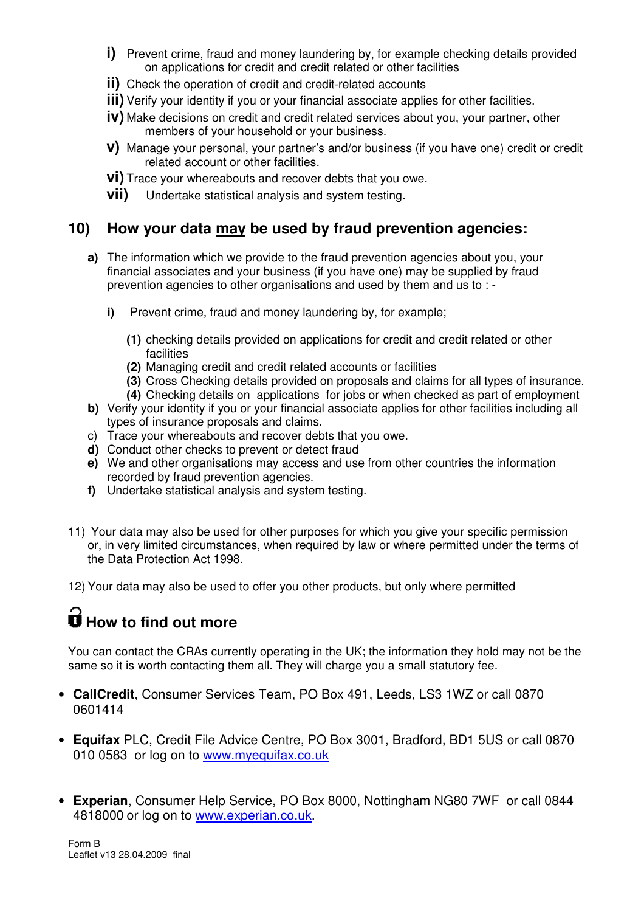- **i)** Prevent crime, fraud and money laundering by, for example checking details provided on applications for credit and credit related or other facilities
- **ii)** Check the operation of credit and credit-related accounts
- **iii)** Verify your identity if you or your financial associate applies for other facilities.
- **iv)** Make decisions on credit and credit related services about you, your partner, other members of your household or your business.
- **v)** Manage your personal, your partner's and/or business (if you have one) credit or credit related account or other facilities.
- **vi)** Trace your whereabouts and recover debts that you owe.
- **vii)** Undertake statistical analysis and system testing.

## 10) How your data <u>may</u> be used by fraud prevention agencies:

**a)** The information which we provide to the fraud prevention agencies about you, your financial associates and your business (if you have one) may be supplied by fraud prevention agencies to <u>other organisations</u> and used by them and us to : -

**i)** Prevent crime, fraud and money laundering by, for example;

**(1)** checking details provided on applications for credit and credit related or other facilities
**(2)** Managing credit and credit related accounts or facilities
**(3)** Cross Checking details provided on proposals and claims for all types of insurance.
**(4)** Checking details on applications for jobs or when checked as part of employment

**b)** Verify your identity if you or your financial associate applies for other facilities including all types of insurance proposals and claims.
c) Trace your whereabouts and recover debts that you owe.
**d)** Conduct other checks to prevent or detect fraud
**e)** We and other organisations may access and use from other countries the information recorded by fraud prevention agencies.
**f)** Undertake statistical analysis and system testing.

11) Your data may also be used for other purposes for which you give your specific permission or, in very limited circumstances, when required by law or where permitted under the terms of the Data Protection Act 1998.

12) Your data may also be used to offer you other products, but only where permitted

## How to find out more

You can contact the CRAs currently operating in the UK; the information they hold may not be the same so it is worth contacting them all. They will charge you a small statutory fee.

- **CallCredit**, Consumer Services Team, PO Box 491, Leeds, LS3 1WZ or call 0870 0601414
- **Equifax** PLC, Credit File Advice Centre, PO Box 3001, Bradford, BD1 5US or call 0870 010 0583 or log on to www.myequifax.co.uk
- **Experian**, Consumer Help Service, PO Box 8000, Nottingham NG80 7WF or call 0844 4818000 or log on to www.experian.co.uk.

Form B
Leaflet v13 28.04.2009 final